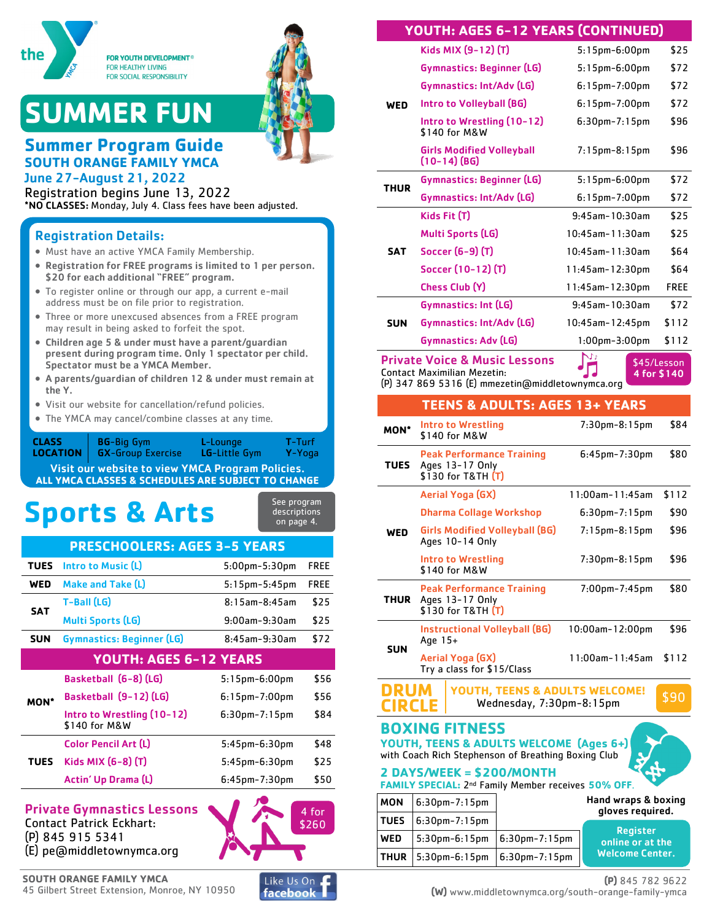the YMCA

FOR YOUTH DEVELOPMENT®
FOR HEALTHY LIVING
FOR SOCIAL RESPONSIBILITY

# SUMMER FUN

## Summer Program Guide

### SOUTH ORANGE FAMILY YMCA

June 27-August 21, 2022

Registration begins June 13, 2022

***NO CLASSES:** Monday, July 4. Class fees have been adjusted.

### Registration Details:

- Must have an active YMCA Family Membership.
- **Registration for FREE programs is limited to 1 per person. $20 for each additional "FREE" program.**
- To register online or through our app, a current e-mail address must be on file prior to registration.
- Three or more unexcused absences from a FREE program may result in being asked to forfeit the spot.
- **Children age 5 & under must have a parent/guardian present during program time. Only 1 spectator per child. Spectator must be a YMCA Member.**
- **A parents/guardian of children 12 & under must remain at the Y.**
- Visit our website for cancellation/refund policies.
- The YMCA may cancel/combine classes at any time.

**CLASS LOCATION** — **BG**-Big Gym, **GX**-Group Exercise, **L**-Lounge, **LG**-Little Gym, **T**-Turf, **Y**-Yoga

**Visit our website to view YMCA Program Policies.**
**ALL YMCA CLASSES & SCHEDULES ARE SUBJECT TO CHANGE**

## Sports & Arts

See program descriptions on page 4.

### PRESCHOOLERS: AGES 3-5 YEARS

| Day | Class | Time | Fee |
|---|---|---|---|
| TUES | Intro to Music (L) | 5:00pm-5:30pm | FREE |
| WED | Make and Take (L) | 5:15pm-5:45pm | FREE |
| SAT | T-Ball (LG) | 8:15am-8:45am | $25 |
| | Multi Sports (LG) | 9:00am-9:30am | $25 |
| SUN | Gymnastics: Beginner (LG) | 8:45am-9:30am | $72 |

### YOUTH: AGES 6-12 YEARS

| Day | Class | Time | Fee |
|---|---|---|---|
| MON* | Basketball (6-8) (LG) | 5:15pm-6:00pm | $56 |
| | Basketball (9-12) (LG) | 6:15pm-7:00pm | $56 |
| | Intro to Wrestling (10-12) $140 for M&W | 6:30pm-7:15pm | $84 |
| TUES | Color Pencil Art (L) | 5:45pm-6:30pm | $48 |
| | Kids MIX (6-8) (T) | 5:45pm-6:30pm | $25 |
| | Actin' Up Drama (L) | 6:45pm-7:30pm | $50 |

### Private Gymnastics Lessons

Contact Patrick Eckhart:
(P) 845 915 5341
(E) pe@middletownymca.org

4 for $260

### YOUTH: AGES 6-12 YEARS (CONTINUED)

| Day | Class | Time | Fee |
|---|---|---|---|
| WED | Kids MIX (9-12) (T) | 5:15pm-6:00pm | $25 |
| | Gymnastics: Beginner (LG) | 5:15pm-6:00pm | $72 |
| | Gymnastics: Int/Adv (LG) | 6:15pm-7:00pm | $72 |
| | Intro to Volleyball (BG) | 6:15pm-7:00pm | $72 |
| | Intro to Wrestling (10-12) $140 for M&W | 6:30pm-7:15pm | $96 |
| | Girls Modified Volleyball (10-14) (BG) | 7:15pm-8:15pm | $96 |
| THUR | Gymnastics: Beginner (LG) | 5:15pm-6:00pm | $72 |
| | Gymnastics: Int/Adv (LG) | 6:15pm-7:00pm | $72 |
| SAT | Kids Fit (T) | 9:45am-10:30am | $25 |
| | Multi Sports (LG) | 10:45am-11:30am | $25 |
| | Soccer (6-9) (T) | 10:45am-11:30am | $64 |
| | Soccer (10-12) (T) | 11:45am-12:30pm | $64 |
| | Chess Club (Y) | 11:45am-12:30pm | FREE |
| SUN | Gymnastics: Int (LG) | 9:45am-10:30am | $72 |
| | Gymnastics: Int/Adv (LG) | 10:45am-12:45pm | $112 |
| | Gymnastics: Adv (LG) | 1:00pm-3:00pm | $112 |

### Private Voice & Music Lessons

Contact Maximilian Mezetin:
(P) 347 869 5316 (E) mmezetin@middletownymca.org

$45/Lesson, 4 for $140

### TEENS & ADULTS: AGES 13+ YEARS

| Day | Class | Time | Fee |
|---|---|---|---|
| MON* | Intro to Wrestling $140 for M&W | 7:30pm-8:15pm | $84 |
| TUES | Peak Performance Training Ages 13-17 Only $130 for T&TH (T) | 6:45pm-7:30pm | $80 |
| WED | Aerial Yoga (GX) | 11:00am-11:45am | $112 |
| | Dharma Collage Workshop | 6:30pm-7:15pm | $90 |
| | Girls Modified Volleyball (BG) Ages 10-14 Only | 7:15pm-8:15pm | $96 |
| | Intro to Wrestling $140 for M&W | 7:30pm-8:15pm | $96 |
| THUR | Peak Performance Training Ages 13-17 Only $130 for T&TH (T) | 7:00pm-7:45pm | $80 |
| SUN | Instructional Volleyball (BG) Age 15+ | 10:00am-12:00pm | $96 |
| | Aerial Yoga (GX) Try a class for $15/Class | 11:00am-11:45am | $112 |

### DRUM CIRCLE

**YOUTH, TEENS & ADULTS WELCOME!**
Wednesday, 7:30pm-8:15pm — $90

### BOXING FITNESS

**YOUTH, TEENS & ADULTS WELCOME (Ages 6+)**
with Coach Rich Stephenson of Breathing Boxing Club

**2 DAYS/WEEK = $200/MONTH**

**FAMILY SPECIAL:** 2nd Family Member receives **50% OFF**.

| Day | Time | Time |
|---|---|---|
| MON | 6:30pm-7:15pm | |
| TUES | 6:30pm-7:15pm | |
| WED | 5:30pm-6:15pm | 6:30pm-7:15pm |
| THUR | 5:30pm-6:15pm | 6:30pm-7:15pm |

**Hand wraps & boxing gloves required.**

**Register online or at the Welcome Center.**

**SOUTH ORANGE FAMILY YMCA**
45 Gilbert Street Extension, Monroe, NY 10950

Like Us On facebook

**(P)** 845 782 9622
**(W)** www.middletownymca.org/south-orange-family-ymca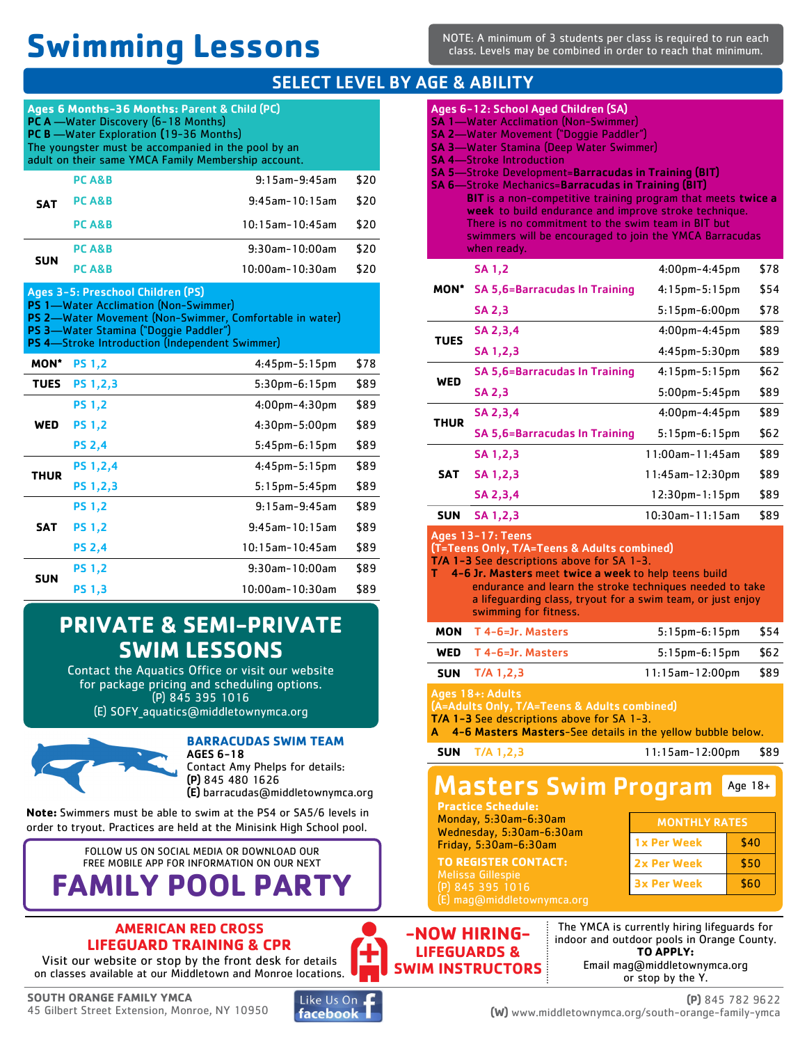# Swimming Lessons

NOTE: A minimum of 3 students per class is required to run each class. Levels may be combined in order to reach that minimum.

## SELECT LEVEL BY AGE & ABILITY

### Ages 6 Months-36 Months: Parent & Child (PC)

**PC A** —Water Discovery (6-18 Months)
**PC B** —Water Exploration (19-36 Months)
The youngster must be accompanied in the pool by an adult on their same YMCA Family Membership account.

| Day | Class | Time | Price |
|---|---|---|---|
| SAT | PC A&B | 9:15am-9:45am | $20 |
| | PC A&B | 9:45am-10:15am | $20 |
| | PC A&B | 10:15am-10:45am | $20 |
| SUN | PC A&B | 9:30am-10:00am | $20 |
| | PC A&B | 10:00am-10:30am | $20 |

### Ages 3-5: Preschool Children (PS)

**PS 1**—Water Acclimation (Non-Swimmer)
**PS 2**—Water Movement (Non-Swimmer, Comfortable in water)
**PS 3**—Water Stamina ("Doggie Paddler")
**PS 4**—Stroke Introduction (Independent Swimmer)

| Day | Class | Time | Price |
|---|---|---|---|
| MON* | PS 1,2 | 4:45pm-5:15pm | $78 |
| TUES | PS 1,2,3 | 5:30pm-6:15pm | $89 |
| WED | PS 1,2 | 4:00pm-4:30pm | $89 |
| | PS 1,2 | 4:30pm-5:00pm | $89 |
| | PS 2,4 | 5:45pm-6:15pm | $89 |
| THUR | PS 1,2,4 | 4:45pm-5:15pm | $89 |
| | PS 1,2,3 | 5:15pm-5:45pm | $89 |
| SAT | PS 1,2 | 9:15am-9:45am | $89 |
| | PS 1,2 | 9:45am-10:15am | $89 |
| | PS 2,4 | 10:15am-10:45am | $89 |
| SUN | PS 1,2 | 9:30am-10:00am | $89 |
| | PS 1,3 | 10:00am-10:30am | $89 |

### Ages 6-12: School Aged Children (SA)

**SA 1**—Water Acclimation (Non-Swimmer)
**SA 2**—Water Movement ("Doggie Paddler")
**SA 3**—Water Stamina (Deep Water Swimmer)
**SA 4**—Stroke Introduction
**SA 5**—Stroke Development=**Barracudas in Training (BIT)**
**SA 6**—Stroke Mechanics=**Barracudas in Training (BIT)**

**BIT** is a non-competitive training program that meets **twice a week** to build endurance and improve stroke technique. There is no commitment to the swim team in BIT but swimmers will be encouraged to join the YMCA Barracudas when ready.

| Day | Class | Time | Price |
|---|---|---|---|
| MON* | SA 1,2 | 4:00pm-4:45pm | $78 |
| | SA 5,6=Barracudas In Training | 4:15pm-5:15pm | $54 |
| | SA 2,3 | 5:15pm-6:00pm | $78 |
| TUES | SA 2,3,4 | 4:00pm-4:45pm | $89 |
| | SA 1,2,3 | 4:45pm-5:30pm | $89 |
| WED | SA 5,6=Barracudas In Training | 4:15pm-5:15pm | $62 |
| | SA 2,3 | 5:00pm-5:45pm | $89 |
| THUR | SA 2,3,4 | 4:00pm-4:45pm | $89 |
| | SA 5,6=Barracudas In Training | 5:15pm-6:15pm | $62 |
| SAT | SA 1,2,3 | 11:00am-11:45am | $89 |
| | SA 1,2,3 | 11:45am-12:30pm | $89 |
| | SA 2,3,4 | 12:30pm-1:15pm | $89 |
| SUN | SA 1,2,3 | 10:30am-11:15am | $89 |

### Ages 13-17: Teens

(T=Teens Only, T/A=Teens & Adults combined)
**T/A 1-3** See descriptions above for SA 1-3.
**T 4-6 Jr. Masters** meet **twice a week** to help teens build endurance and learn the stroke techniques needed to take a lifeguarding class, tryout for a swim team, or just enjoy swimming for fitness.

| Day | Class | Time | Price |
|---|---|---|---|
| MON | T 4-6=Jr. Masters | 5:15pm-6:15pm | $54 |
| WED | T 4-6=Jr. Masters | 5:15pm-6:15pm | $62 |
| SUN | T/A 1,2,3 | 11:15am-12:00pm | $89 |

### Ages 18+: Adults

(A=Adults Only, T/A=Teens & Adults combined)
**T/A 1-3** See descriptions above for SA 1-3.
**A 4-6 Masters Masters**-See details in the yellow bubble below.

| Day | Class | Time | Price |
|---|---|---|---|
| SUN | T/A 1,2,3 | 11:15am-12:00pm | $89 |

## Masters Swim Program

Age 18+

**Practice Schedule:**
Monday, 5:30am-6:30am
Wednesday, 5:30am-6:30am
Friday, 5:30am-6:30am

**TO REGISTER CONTACT:**
Melissa Gillespie
(P) 845 395 1016
(E) mag@middletownymca.org

| MONTHLY RATES | |
|---|---|
| 1x Per Week | $40 |
| 2x Per Week | $50 |
| 3x Per Week | $60 |

## PRIVATE & SEMI-PRIVATE SWIM LESSONS

Contact the Aquatics Office or visit our website for package pricing and scheduling options.
(P) 845 395 1016
(E) SOFY_aquatics@middletownymca.org

### BARRACUDAS SWIM TEAM

**AGES 6-18**
Contact Amy Phelps for details:
**(P)** 845 480 1626
**(E)** barracudas@middletownymca.org

**Note:** Swimmers must be able to swim at the PS4 or SA5/6 levels in order to tryout. Practices are held at the Minisink High School pool.

FOLLOW US ON SOCIAL MEDIA OR DOWNLOAD OUR FREE MOBILE APP FOR INFORMATION ON OUR NEXT

## FAMILY POOL PARTY

### AMERICAN RED CROSS LIFEGUARD TRAINING & CPR

Visit our website or stop by the front desk for details on classes available at our Middletown and Monroe locations.

### -NOW HIRING- LIFEGUARDS & SWIM INSTRUCTORS

The YMCA is currently hiring lifeguards for indoor and outdoor pools in Orange County.
**TO APPLY:**
Email mag@middletownymca.org
or stop by the Y.

**SOUTH ORANGE FAMILY YMCA**
45 Gilbert Street Extension, Monroe, NY 10950

Like Us On facebook

**(P)** 845 782 9622
**(W)** www.middletownymca.org/south-orange-family-ymca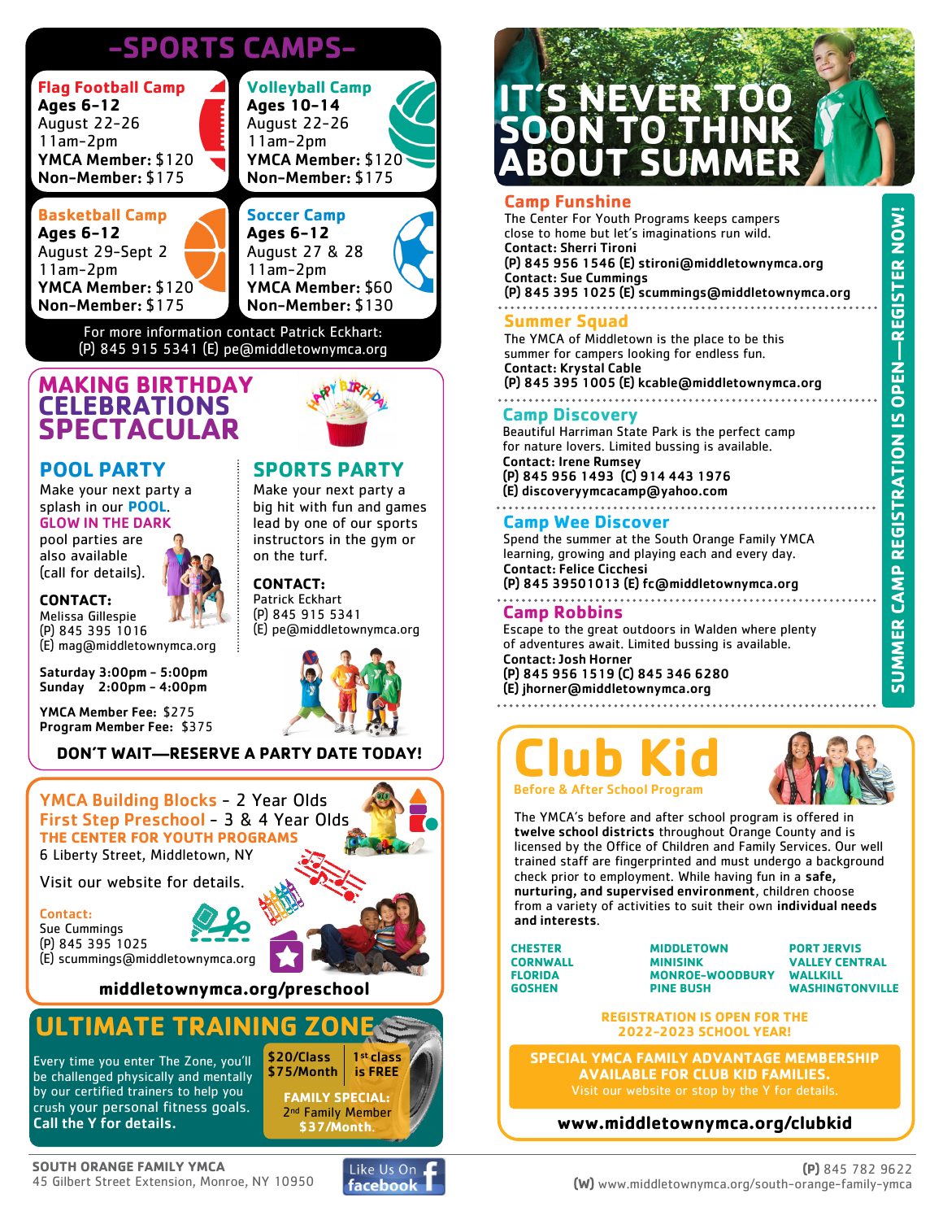# -SPORTS CAMPS-

### Flag Football Camp
**Ages 6-12**
August 22-26
11am-2pm
**YMCA Member:** $120
**Non-Member:** $175

### Volleyball Camp
**Ages 10-14**
August 22-26
11am-2pm
**YMCA Member:** $120
**Non-Member:** $175

### Basketball Camp
**Ages 6-12**
August 29-Sept 2
11am-2pm
**YMCA Member:** $120
**Non-Member:** $175

### Soccer Camp
**Ages 6-12**
August 27 & 28
11am-2pm
**YMCA Member:** $60
**Non-Member:** $130

For more information contact Patrick Eckhart:
(P) 845 915 5341 (E) pe@middletownymca.org

# MAKING BIRTHDAY CELEBRATIONS SPECTACULAR

## POOL PARTY

Make your next party a splash in our **POOL**. **GLOW IN THE DARK** pool parties are also available (call for details).

**CONTACT:**
Melissa Gillespie
(P) 845 395 1016
(E) mag@middletownymca.org

## SPORTS PARTY

Make your next party a big hit with fun and games lead by one of our sports instructors in the gym or on the turf.

**CONTACT:**
Patrick Eckhart
(P) 845 915 5341
(E) pe@middletownymca.org

**Saturday 3:00pm - 5:00pm**
**Sunday 2:00pm - 4:00pm**

**YMCA Member Fee:** $275
**Program Member Fee:** $375

**DON'T WAIT—RESERVE A PARTY DATE TODAY!**

## YMCA Building Blocks - 2 Year Olds
## First Step Preschool - 3 & 4 Year Olds

**THE CENTER FOR YOUTH PROGRAMS**
6 Liberty Street, Middletown, NY

Visit our website for details.

**Contact:**
Sue Cummings
(P) 845 395 1025
(E) scummings@middletownymca.org

**middletownymca.org/preschool**

# ULTIMATE TRAINING ZONE

Every time you enter The Zone, you'll be challenged physically and mentally by our certified trainers to help you crush your personal fitness goals. **Call the Y for details.**

| $20/Class $75/Month | 1st class is FREE |
|---|---|

**FAMILY SPECIAL:**
2nd Family Member
$37/Month.

# IT'S NEVER TOO SOON TO THINK ABOUT SUMMER

**SUMMER CAMP REGISTRATION IS OPEN—REGISTER NOW!**

### Camp Funshine
The Center For Youth Programs keeps campers close to home but let's imaginations run wild.
**Contact: Sherri Tironi**
**(P) 845 956 1546 (E) stironi@middletownymca.org**
**Contact: Sue Cummings**
**(P) 845 395 1025 (E) scummings@middletownymca.org**

### Summer Squad
The YMCA of Middletown is the place to be this summer for campers looking for endless fun.
**Contact: Krystal Cable**
**(P) 845 395 1005 (E) kcable@middletownymca.org**

### Camp Discovery
Beautiful Harriman State Park is the perfect camp for nature lovers. Limited bussing is available.
**Contact: Irene Rumsey**
**(P) 845 956 1493 (C) 914 443 1976**
**(E) discoveryymcacamp@yahoo.com**

### Camp Wee Discover
Spend the summer at the South Orange Family YMCA learning, growing and playing each and every day.
**Contact: Felice Cicchesi**
**(P) 845 39501013 (E) fc@middletownymca.org**

### Camp Robbins
Escape to the great outdoors in Walden where plenty of adventures await. Limited bussing is available.
**Contact: Josh Horner**
**(P) 845 956 1519 (C) 845 346 6280**
**(E) jhorner@middletownymca.org**

# Club Kid
**Before & After School Program**

The YMCA's before and after school program is offered in **twelve school districts** throughout Orange County and is licensed by the Office of Children and Family Services. Our well trained staff are fingerprinted and must undergo a background check prior to employment. While having fun in a **safe, nurturing, and supervised environment**, children choose from a variety of activities to suit their own **individual needs and interests**.

| | | |
|---|---|---|
| CHESTER | MIDDLETOWN | PORT JERVIS |
| CORNWALL | MINISINK | VALLEY CENTRAL |
| FLORIDA | MONROE-WOODBURY | WALLKILL |
| GOSHEN | PINE BUSH | WASHINGTONVILLE |

**REGISTRATION IS OPEN FOR THE 2022-2023 SCHOOL YEAR!**

**SPECIAL YMCA FAMILY ADVANTAGE MEMBERSHIP AVAILABLE FOR CLUB KID FAMILIES.**
Visit our website or stop by the Y for details.

**www.middletownymca.org/clubkid**

**SOUTH ORANGE FAMILY YMCA**
45 Gilbert Street Extension, Monroe, NY 10950

Like Us On facebook

**(P)** 845 782 9622
**(W)** www.middletownymca.org/south-orange-family-ymca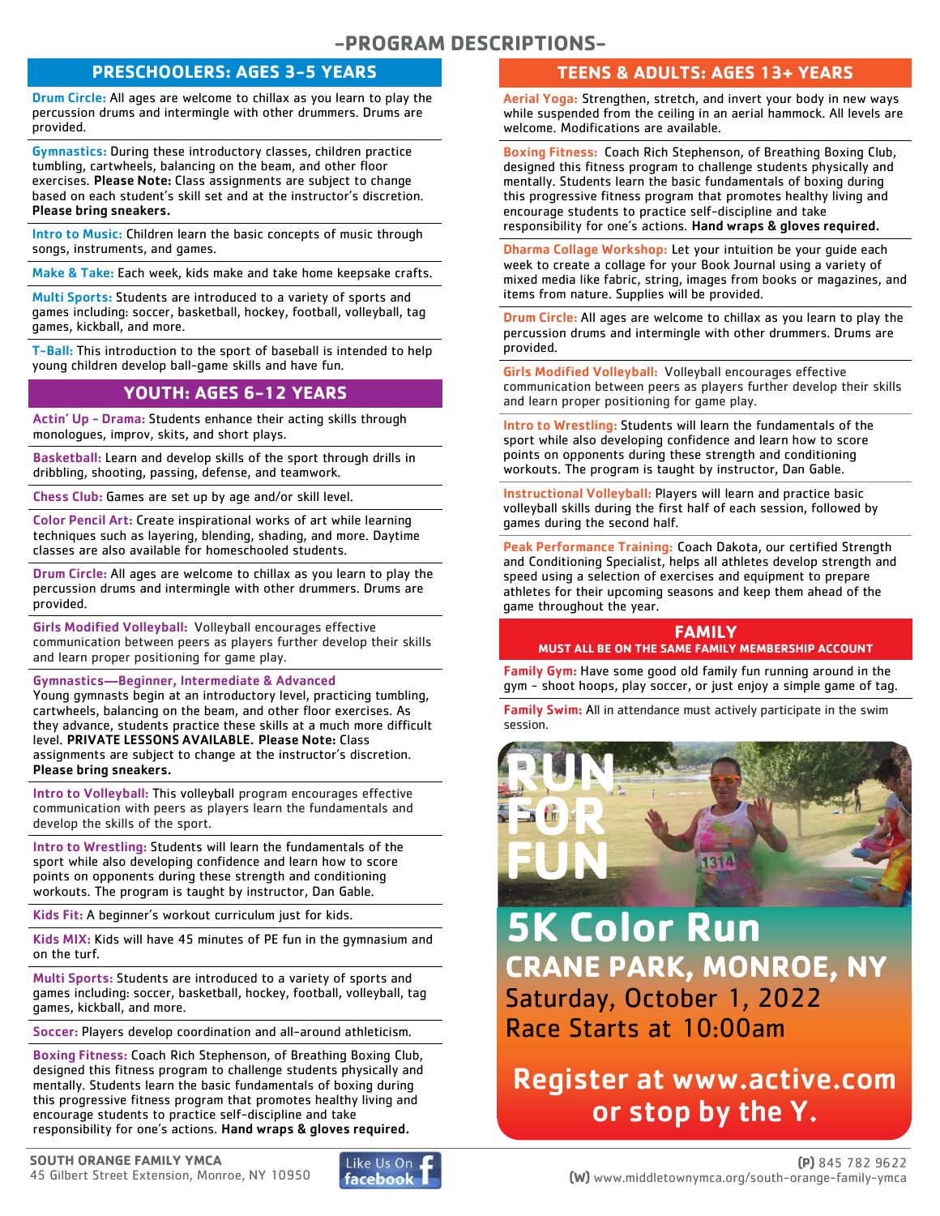# -PROGRAM DESCRIPTIONS-

## PRESCHOOLERS: AGES 3-5 YEARS

**Drum Circle:** All ages are welcome to chillax as you learn to play the percussion drums and intermingle with other drummers. Drums are provided.

**Gymnastics:** During these introductory classes, children practice tumbling, cartwheels, balancing on the beam, and other floor exercises. **Please Note:** Class assignments are subject to change based on each student's skill set and at the instructor's discretion. **Please bring sneakers.**

**Intro to Music:** Children learn the basic concepts of music through songs, instruments, and games.

**Make & Take:** Each week, kids make and take home keepsake crafts.

**Multi Sports:** Students are introduced to a variety of sports and games including: soccer, basketball, hockey, football, volleyball, tag games, kickball, and more.

**T-Ball:** This introduction to the sport of baseball is intended to help young children develop ball-game skills and have fun.

## YOUTH: AGES 6-12 YEARS

**Actin' Up - Drama:** Students enhance their acting skills through monologues, improv, skits, and short plays.

**Basketball:** Learn and develop skills of the sport through drills in dribbling, shooting, passing, defense, and teamwork.

**Chess Club:** Games are set up by age and/or skill level.

**Color Pencil Art:** Create inspirational works of art while learning techniques such as layering, blending, shading, and more. Daytime classes are also available for homeschooled students.

**Drum Circle:** All ages are welcome to chillax as you learn to play the percussion drums and intermingle with other drummers. Drums are provided.

**Girls Modified Volleyball:** Volleyball encourages effective communication between peers as players further develop their skills and learn proper positioning for game play.

**Gymnastics—Beginner, Intermediate & Advanced**
Young gymnasts begin at an introductory level, practicing tumbling, cartwheels, balancing on the beam, and other floor exercises. As they advance, students practice these skills at a much more difficult level. **PRIVATE LESSONS AVAILABLE. Please Note:** Class assignments are subject to change at the instructor's discretion. **Please bring sneakers.**

**Intro to Volleyball:** This volleyball program encourages effective communication with peers as players learn the fundamentals and develop the skills of the sport.

**Intro to Wrestling:** Students will learn the fundamentals of the sport while also developing confidence and learn how to score points on opponents during these strength and conditioning workouts. The program is taught by instructor, Dan Gable.

**Kids Fit:** A beginner's workout curriculum just for kids.

**Kids MIX:** Kids will have 45 minutes of PE fun in the gymnasium and on the turf.

**Multi Sports:** Students are introduced to a variety of sports and games including: soccer, basketball, hockey, football, volleyball, tag games, kickball, and more.

**Soccer:** Players develop coordination and all-around athleticism.

**Boxing Fitness:** Coach Rich Stephenson, of Breathing Boxing Club, designed this fitness program to challenge students physically and mentally. Students learn the basic fundamentals of boxing during this progressive fitness program that promotes healthy living and encourage students to practice self-discipline and take responsibility for one's actions. **Hand wraps & gloves required.**

## TEENS & ADULTS: AGES 13+ YEARS

**Aerial Yoga:** Strengthen, stretch, and invert your body in new ways while suspended from the ceiling in an aerial hammock. All levels are welcome. Modifications are available.

**Boxing Fitness:** Coach Rich Stephenson, of Breathing Boxing Club, designed this fitness program to challenge students physically and mentally. Students learn the basic fundamentals of boxing during this progressive fitness program that promotes healthy living and encourage students to practice self-discipline and take responsibility for one's actions. **Hand wraps & gloves required.**

**Dharma Collage Workshop:** Let your intuition be your guide each week to create a collage for your Book Journal using a variety of mixed media like fabric, string, images from books or magazines, and items from nature. Supplies will be provided.

**Drum Circle:** All ages are welcome to chillax as you learn to play the percussion drums and intermingle with other drummers. Drums are provided.

**Girls Modified Volleyball:** Volleyball encourages effective communication between peers as players further develop their skills and learn proper positioning for game play.

**Intro to Wrestling:** Students will learn the fundamentals of the sport while also developing confidence and learn how to score points on opponents during these strength and conditioning workouts. The program is taught by instructor, Dan Gable.

**Instructional Volleyball:** Players will learn and practice basic volleyball skills during the first half of each session, followed by games during the second half.

**Peak Performance Training:** Coach Dakota, our certified Strength and Conditioning Specialist, helps all athletes develop strength and speed using a selection of exercises and equipment to prepare athletes for their upcoming seasons and keep them ahead of the game throughout the year.

## FAMILY

**MUST ALL BE ON THE SAME FAMILY MEMBERSHIP ACCOUNT**

**Family Gym:** Have some good old family fun running around in the gym - shoot hoops, play soccer, or just enjoy a simple game of tag.

**Family Swim:** All in attendance must actively participate in the swim session.

RUN FOR FUN

# 5K Color Run

## CRANE PARK, MONROE, NY

Saturday, October 1, 2022
Race Starts at 10:00am

**Register at www.active.com or stop by the Y.**

**SOUTH ORANGE FAMILY YMCA**
45 Gilbert Street Extension, Monroe, NY 10950

Like Us On facebook

**(P)** 845 782 9622
**(W)** www.middletownymca.org/south-orange-family-ymca